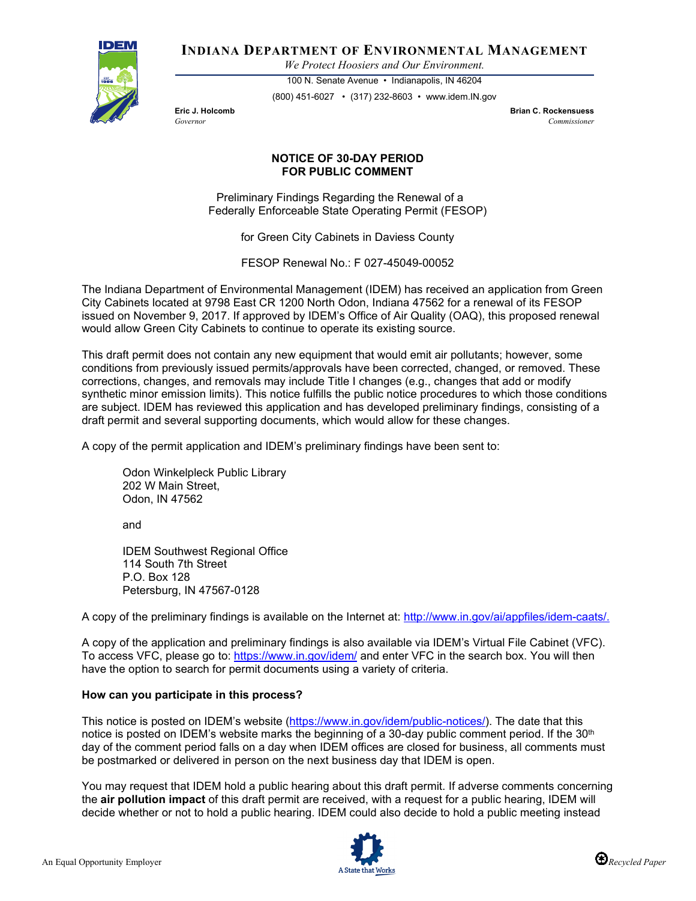# INDIANA DEPARTMENT OF ENVIRONMENTAL MANAGEMENT

*We Protect Hoosiers and Our Environment.*

100 N. Senate Avenue • Indianapolis, IN 46204

(800) 451-6027 • (317) 232-8603 • www.idem.IN.gov

**Eric J. Holcomb**
*Governor*

**Brian C. Rockensuess**
*Commissioner*

## NOTICE OF 30-DAY PERIOD FOR PUBLIC COMMENT

Preliminary Findings Regarding the Renewal of a Federally Enforceable State Operating Permit (FESOP)

for Green City Cabinets in Daviess County

FESOP Renewal No.: F 027-45049-00052

The Indiana Department of Environmental Management (IDEM) has received an application from Green City Cabinets located at 9798 East CR 1200 North Odon, Indiana 47562 for a renewal of its FESOP issued on November 9, 2017. If approved by IDEM's Office of Air Quality (OAQ), this proposed renewal would allow Green City Cabinets to continue to operate its existing source.

This draft permit does not contain any new equipment that would emit air pollutants; however, some conditions from previously issued permits/approvals have been corrected, changed, or removed. These corrections, changes, and removals may include Title I changes (e.g., changes that add or modify synthetic minor emission limits). This notice fulfills the public notice procedures to which those conditions are subject. IDEM has reviewed this application and has developed preliminary findings, consisting of a draft permit and several supporting documents, which would allow for these changes.

A copy of the permit application and IDEM's preliminary findings have been sent to:

Odon Winkelpleck Public Library
202 W Main Street,
Odon, IN 47562

and

IDEM Southwest Regional Office
114 South 7th Street
P.O. Box 128
Petersburg, IN 47567-0128

A copy of the preliminary findings is available on the Internet at: http://www.in.gov/ai/appfiles/idem-caats/.

A copy of the application and preliminary findings is also available via IDEM's Virtual File Cabinet (VFC). To access VFC, please go to: https://www.in.gov/idem/ and enter VFC in the search box. You will then have the option to search for permit documents using a variety of criteria.

**How can you participate in this process?**

This notice is posted on IDEM's website (https://www.in.gov/idem/public-notices/). The date that this notice is posted on IDEM's website marks the beginning of a 30-day public comment period. If the 30th day of the comment period falls on a day when IDEM offices are closed for business, all comments must be postmarked or delivered in person on the next business day that IDEM is open.

You may request that IDEM hold a public hearing about this draft permit. If adverse comments concerning the **air pollution impact** of this draft permit are received, with a request for a public hearing, IDEM will decide whether or not to hold a public hearing. IDEM could also decide to hold a public meeting instead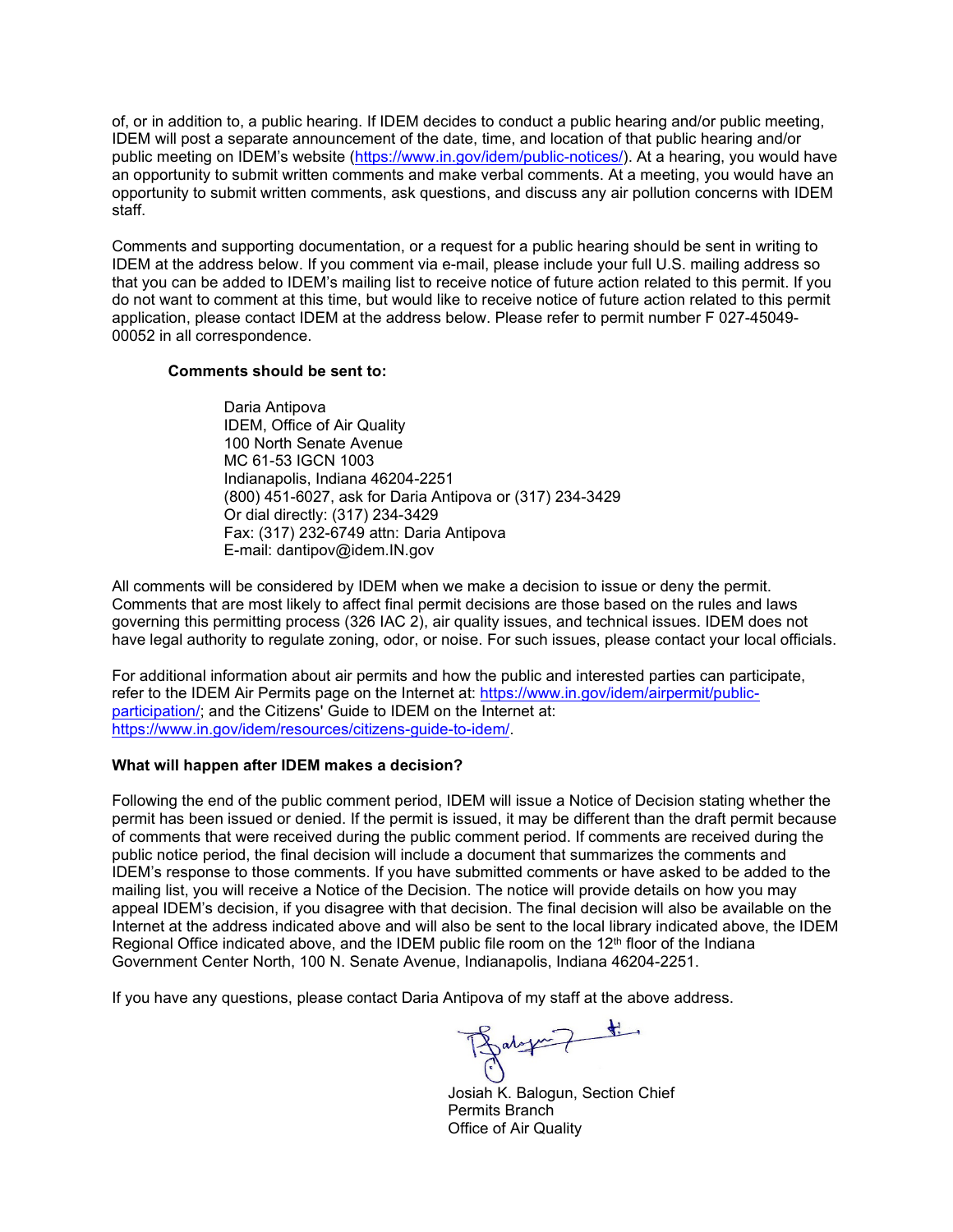of, or in addition to, a public hearing. If IDEM decides to conduct a public hearing and/or public meeting, IDEM will post a separate announcement of the date, time, and location of that public hearing and/or public meeting on IDEM's website (https://www.in.gov/idem/public-notices/). At a hearing, you would have an opportunity to submit written comments and make verbal comments. At a meeting, you would have an opportunity to submit written comments, ask questions, and discuss any air pollution concerns with IDEM staff.

Comments and supporting documentation, or a request for a public hearing should be sent in writing to IDEM at the address below. If you comment via e-mail, please include your full U.S. mailing address so that you can be added to IDEM's mailing list to receive notice of future action related to this permit. If you do not want to comment at this time, but would like to receive notice of future action related to this permit application, please contact IDEM at the address below. Please refer to permit number F 027-45049-00052 in all correspondence.

**Comments should be sent to:**

Daria Antipova
IDEM, Office of Air Quality
100 North Senate Avenue
MC 61-53 IGCN 1003
Indianapolis, Indiana 46204-2251
(800) 451-6027, ask for Daria Antipova or (317) 234-3429
Or dial directly: (317) 234-3429
Fax: (317) 232-6749 attn: Daria Antipova
E-mail: dantipov@idem.IN.gov

All comments will be considered by IDEM when we make a decision to issue or deny the permit. Comments that are most likely to affect final permit decisions are those based on the rules and laws governing this permitting process (326 IAC 2), air quality issues, and technical issues. IDEM does not have legal authority to regulate zoning, odor, or noise. For such issues, please contact your local officials.

For additional information about air permits and how the public and interested parties can participate, refer to the IDEM Air Permits page on the Internet at: https://www.in.gov/idem/airpermit/public-participation/; and the Citizens' Guide to IDEM on the Internet at: https://www.in.gov/idem/resources/citizens-guide-to-idem/.

**What will happen after IDEM makes a decision?**

Following the end of the public comment period, IDEM will issue a Notice of Decision stating whether the permit has been issued or denied. If the permit is issued, it may be different than the draft permit because of comments that were received during the public comment period. If comments are received during the public notice period, the final decision will include a document that summarizes the comments and IDEM's response to those comments. If you have submitted comments or have asked to be added to the mailing list, you will receive a Notice of the Decision. The notice will provide details on how you may appeal IDEM's decision, if you disagree with that decision. The final decision will also be available on the Internet at the address indicated above and will also be sent to the local library indicated above, the IDEM Regional Office indicated above, and the IDEM public file room on the 12th floor of the Indiana Government Center North, 100 N. Senate Avenue, Indianapolis, Indiana 46204-2251.

If you have any questions, please contact Daria Antipova of my staff at the above address.

Josiah K. Balogun, Section Chief
Permits Branch
Office of Air Quality